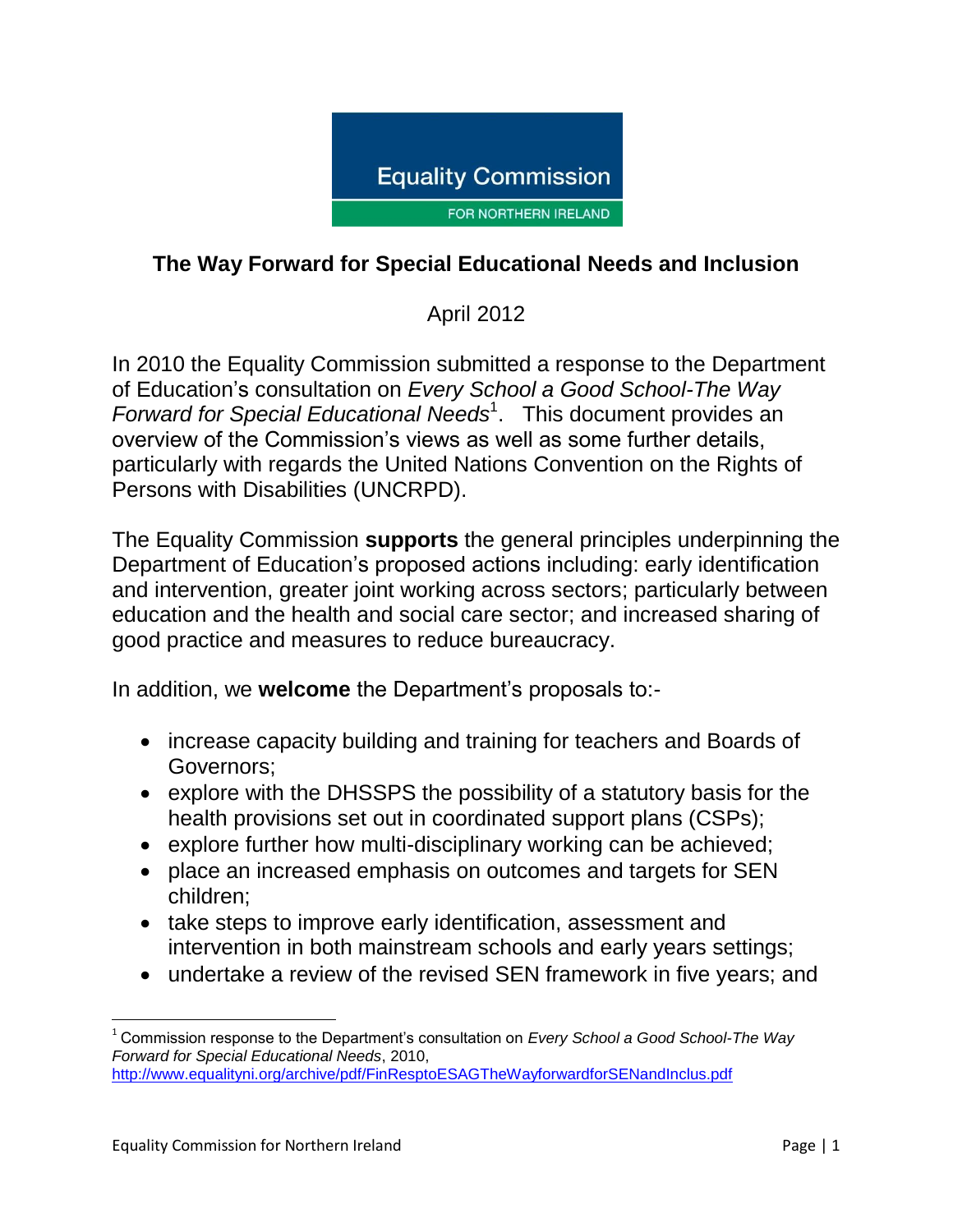Equality Commission

FOR NORTHERN IRELAND

# The Way Forward for Special Educational Needs and Inclusion

April 2012

In 2010 the Equality Commission submitted a response to the Department of Education's consultation on *Every School a Good School-The Way Forward for Special Educational Needs*[1]. This document provides an overview of the Commission's views as well as some further details, particularly with regards the United Nations Convention on the Rights of Persons with Disabilities (UNCRPD).

The Equality Commission **supports** the general principles underpinning the Department of Education's proposed actions including: early identification and intervention, greater joint working across sectors; particularly between education and the health and social care sector; and increased sharing of good practice and measures to reduce bureaucracy.

In addition, we **welcome** the Department's proposals to:-

- increase capacity building and training for teachers and Boards of Governors;
- explore with the DHSSPS the possibility of a statutory basis for the health provisions set out in coordinated support plans (CSPs);
- explore further how multi-disciplinary working can be achieved;
- place an increased emphasis on outcomes and targets for SEN children;
- take steps to improve early identification, assessment and intervention in both mainstream schools and early years settings;
- undertake a review of the revised SEN framework in five years; and

[1] Commission response to the Department's consultation on *Every School a Good School-The Way Forward for Special Educational Needs*, 2010, http://www.equalityni.org/archive/pdf/FinResptoESAGTheWayforwardforSENandInclus.pdf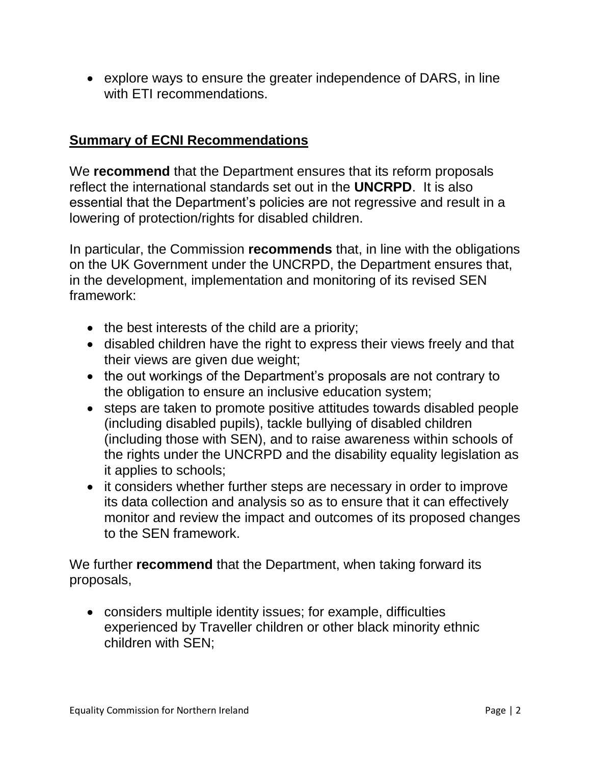- explore ways to ensure the greater independence of DARS, in line with ETI recommendations.

## Summary of ECNI Recommendations

We **recommend** that the Department ensures that its reform proposals reflect the international standards set out in the **UNCRPD**. It is also essential that the Department's policies are not regressive and result in a lowering of protection/rights for disabled children.

In particular, the Commission **recommends** that, in line with the obligations on the UK Government under the UNCRPD, the Department ensures that, in the development, implementation and monitoring of its revised SEN framework:

- the best interests of the child are a priority;
- disabled children have the right to express their views freely and that their views are given due weight;
- the out workings of the Department's proposals are not contrary to the obligation to ensure an inclusive education system;
- steps are taken to promote positive attitudes towards disabled people (including disabled pupils), tackle bullying of disabled children (including those with SEN), and to raise awareness within schools of the rights under the UNCRPD and the disability equality legislation as it applies to schools;
- it considers whether further steps are necessary in order to improve its data collection and analysis so as to ensure that it can effectively monitor and review the impact and outcomes of its proposed changes to the SEN framework.

We further **recommend** that the Department, when taking forward its proposals,

- considers multiple identity issues; for example, difficulties experienced by Traveller children or other black minority ethnic children with SEN;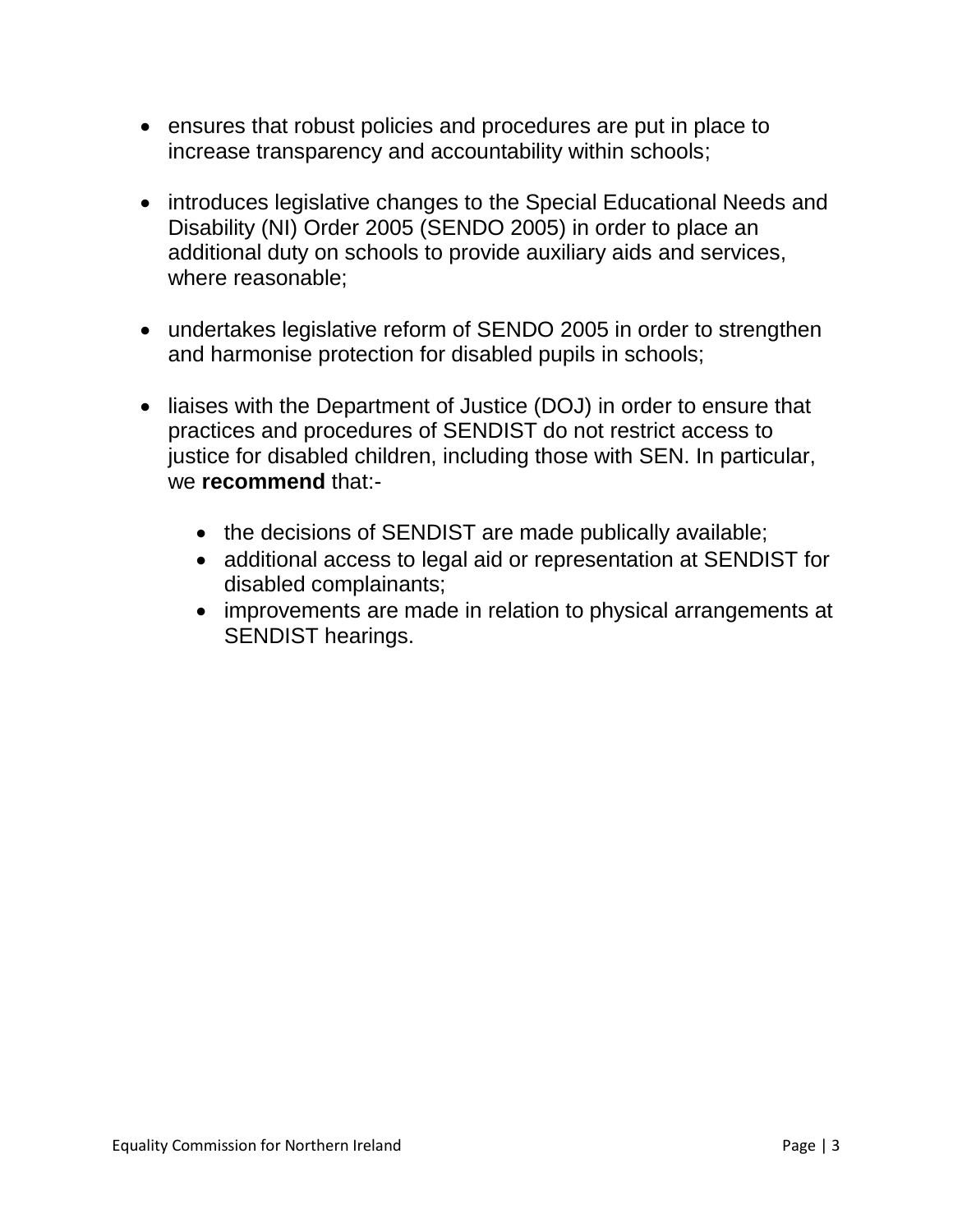- ensures that robust policies and procedures are put in place to increase transparency and accountability within schools;

- introduces legislative changes to the Special Educational Needs and Disability (NI) Order 2005 (SENDO 2005) in order to place an additional duty on schools to provide auxiliary aids and services, where reasonable;

- undertakes legislative reform of SENDO 2005 in order to strengthen and harmonise protection for disabled pupils in schools;

- liaises with the Department of Justice (DOJ) in order to ensure that practices and procedures of SENDIST do not restrict access to justice for disabled children, including those with SEN. In particular, we **recommend** that:-

  - the decisions of SENDIST are made publically available;
  - additional access to legal aid or representation at SENDIST for disabled complainants;
  - improvements are made in relation to physical arrangements at SENDIST hearings.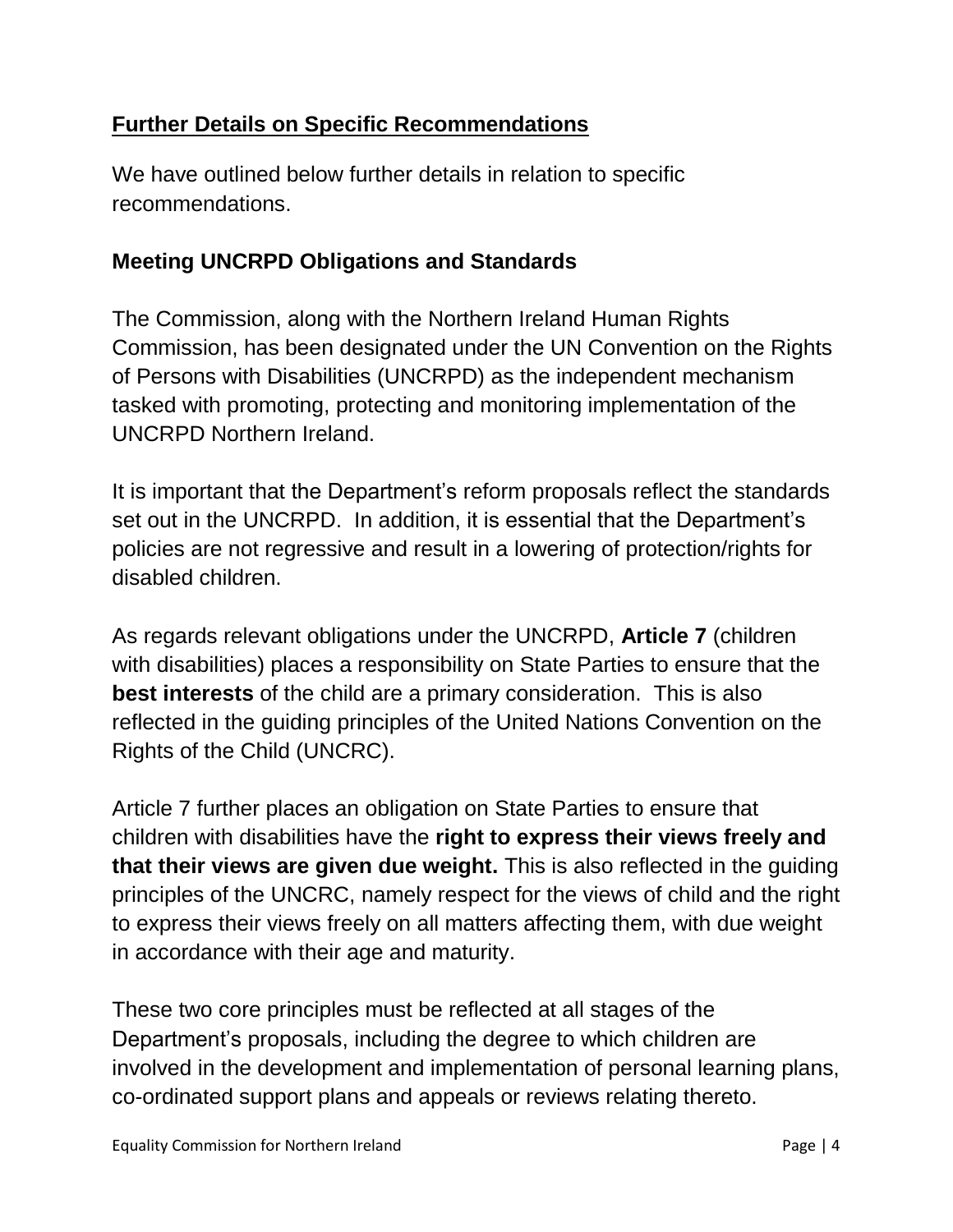## **Further Details on Specific Recommendations**

We have outlined below further details in relation to specific recommendations.

### **Meeting UNCRPD Obligations and Standards**

The Commission, along with the Northern Ireland Human Rights Commission, has been designated under the UN Convention on the Rights of Persons with Disabilities (UNCRPD) as the independent mechanism tasked with promoting, protecting and monitoring implementation of the UNCRPD Northern Ireland.

It is important that the Department's reform proposals reflect the standards set out in the UNCRPD. In addition, it is essential that the Department's policies are not regressive and result in a lowering of protection/rights for disabled children.

As regards relevant obligations under the UNCRPD, **Article 7** (children with disabilities) places a responsibility on State Parties to ensure that the **best interests** of the child are a primary consideration. This is also reflected in the guiding principles of the United Nations Convention on the Rights of the Child (UNCRC).

Article 7 further places an obligation on State Parties to ensure that children with disabilities have the **right to express their views freely and that their views are given due weight.** This is also reflected in the guiding principles of the UNCRC, namely respect for the views of child and the right to express their views freely on all matters affecting them, with due weight in accordance with their age and maturity.

These two core principles must be reflected at all stages of the Department's proposals, including the degree to which children are involved in the development and implementation of personal learning plans, co-ordinated support plans and appeals or reviews relating thereto.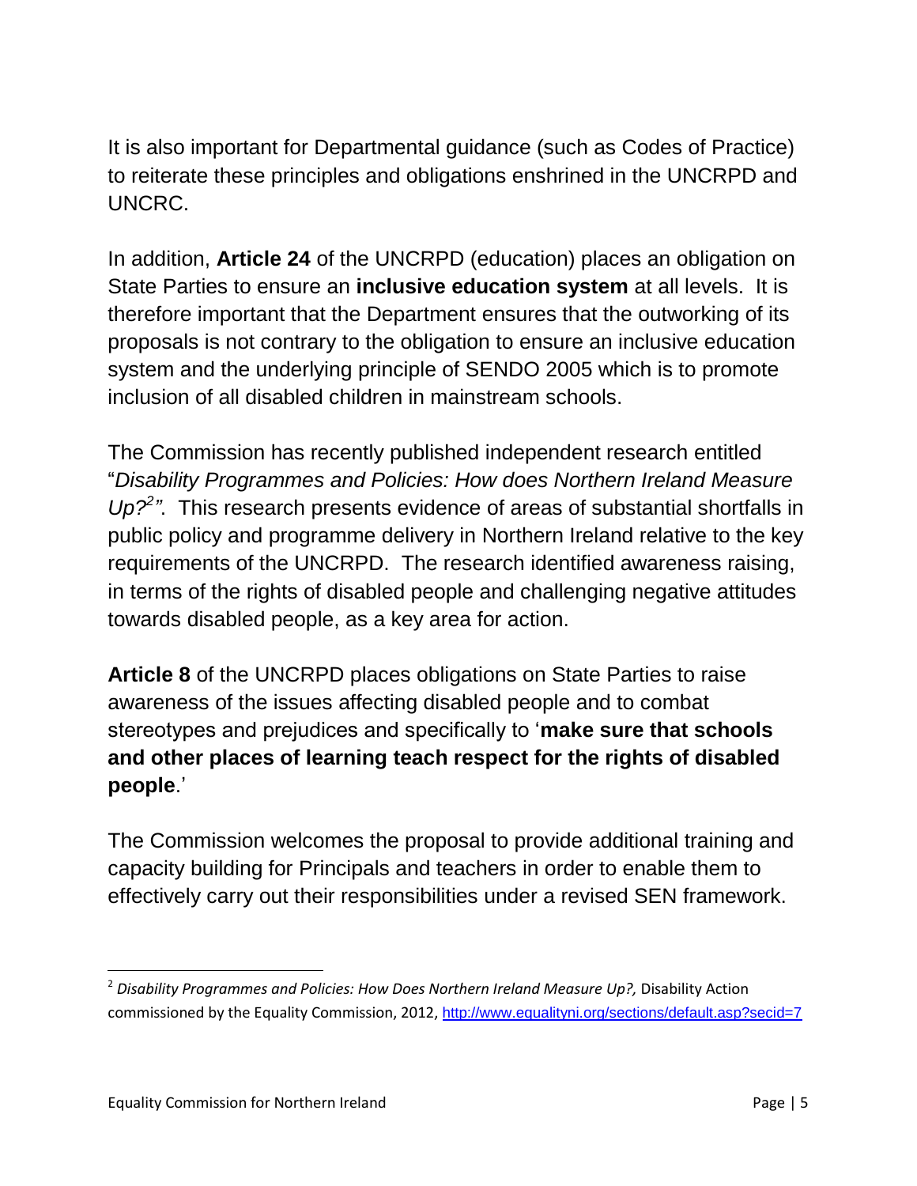It is also important for Departmental guidance (such as Codes of Practice) to reiterate these principles and obligations enshrined in the UNCRPD and UNCRC.

In addition, **Article 24** of the UNCRPD (education) places an obligation on State Parties to ensure an **inclusive education system** at all levels. It is therefore important that the Department ensures that the outworking of its proposals is not contrary to the obligation to ensure an inclusive education system and the underlying principle of SENDO 2005 which is to promote inclusion of all disabled children in mainstream schools.

The Commission has recently published independent research entitled "*Disability Programmes and Policies: How does Northern Ireland Measure Up?*[2]". This research presents evidence of areas of substantial shortfalls in public policy and programme delivery in Northern Ireland relative to the key requirements of the UNCRPD. The research identified awareness raising, in terms of the rights of disabled people and challenging negative attitudes towards disabled people, as a key area for action.

**Article 8** of the UNCRPD places obligations on State Parties to raise awareness of the issues affecting disabled people and to combat stereotypes and prejudices and specifically to '**make sure that schools and other places of learning teach respect for the rights of disabled people**.'

The Commission welcomes the proposal to provide additional training and capacity building for Principals and teachers in order to enable them to effectively carry out their responsibilities under a revised SEN framework.

---

[2] *Disability Programmes and Policies: How Does Northern Ireland Measure Up?,* Disability Action commissioned by the Equality Commission, 2012, http://www.equalityni.org/sections/default.asp?secid=7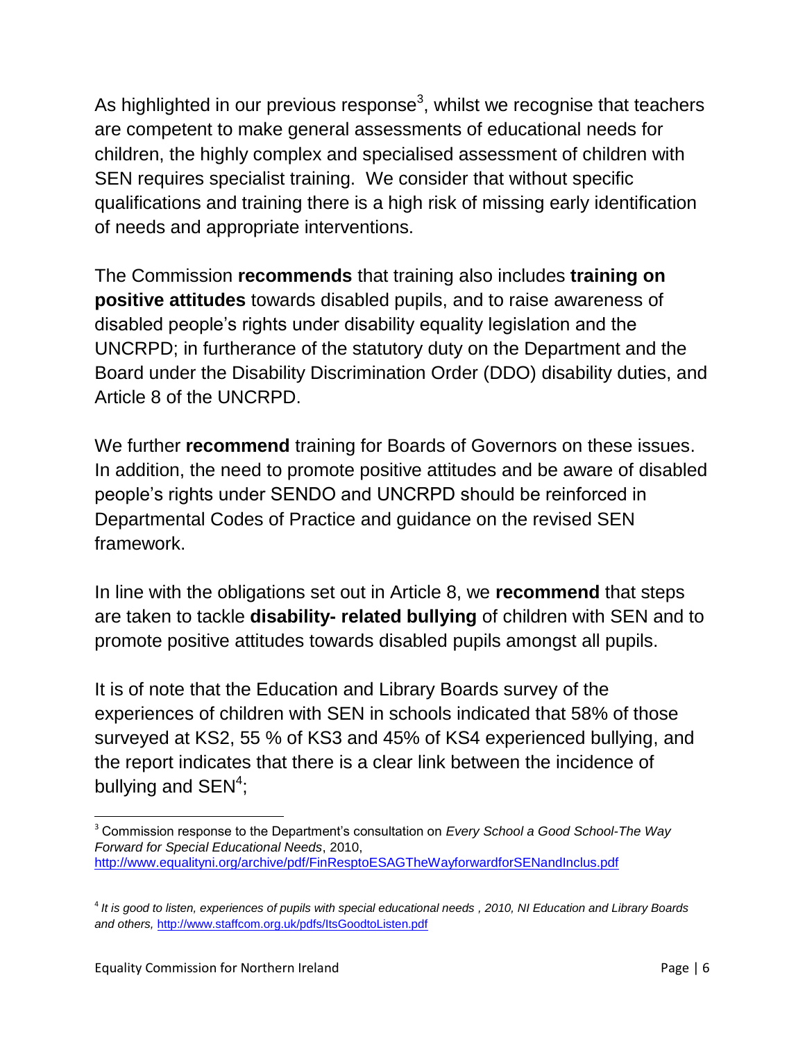As highlighted in our previous response[3], whilst we recognise that teachers are competent to make general assessments of educational needs for children, the highly complex and specialised assessment of children with SEN requires specialist training. We consider that without specific qualifications and training there is a high risk of missing early identification of needs and appropriate interventions.

The Commission **recommends** that training also includes **training on positive attitudes** towards disabled pupils, and to raise awareness of disabled people's rights under disability equality legislation and the UNCRPD; in furtherance of the statutory duty on the Department and the Board under the Disability Discrimination Order (DDO) disability duties, and Article 8 of the UNCRPD.

We further **recommend** training for Boards of Governors on these issues. In addition, the need to promote positive attitudes and be aware of disabled people's rights under SENDO and UNCRPD should be reinforced in Departmental Codes of Practice and guidance on the revised SEN framework.

In line with the obligations set out in Article 8, we **recommend** that steps are taken to tackle **disability- related bullying** of children with SEN and to promote positive attitudes towards disabled pupils amongst all pupils.

It is of note that the Education and Library Boards survey of the experiences of children with SEN in schools indicated that 58% of those surveyed at KS2, 55 % of KS3 and 45% of KS4 experienced bullying, and the report indicates that there is a clear link between the incidence of bullying and SEN[4];

---

[3] Commission response to the Department's consultation on *Every School a Good School-The Way Forward for Special Educational Needs*, 2010, http://www.equalityni.org/archive/pdf/FinResptoESAGTheWayforwardforSENandInclus.pdf

[4] *It is good to listen, experiences of pupils with special educational needs , 2010, NI Education and Library Boards and others,* http://www.staffcom.org.uk/pdfs/ItsGoodtoListen.pdf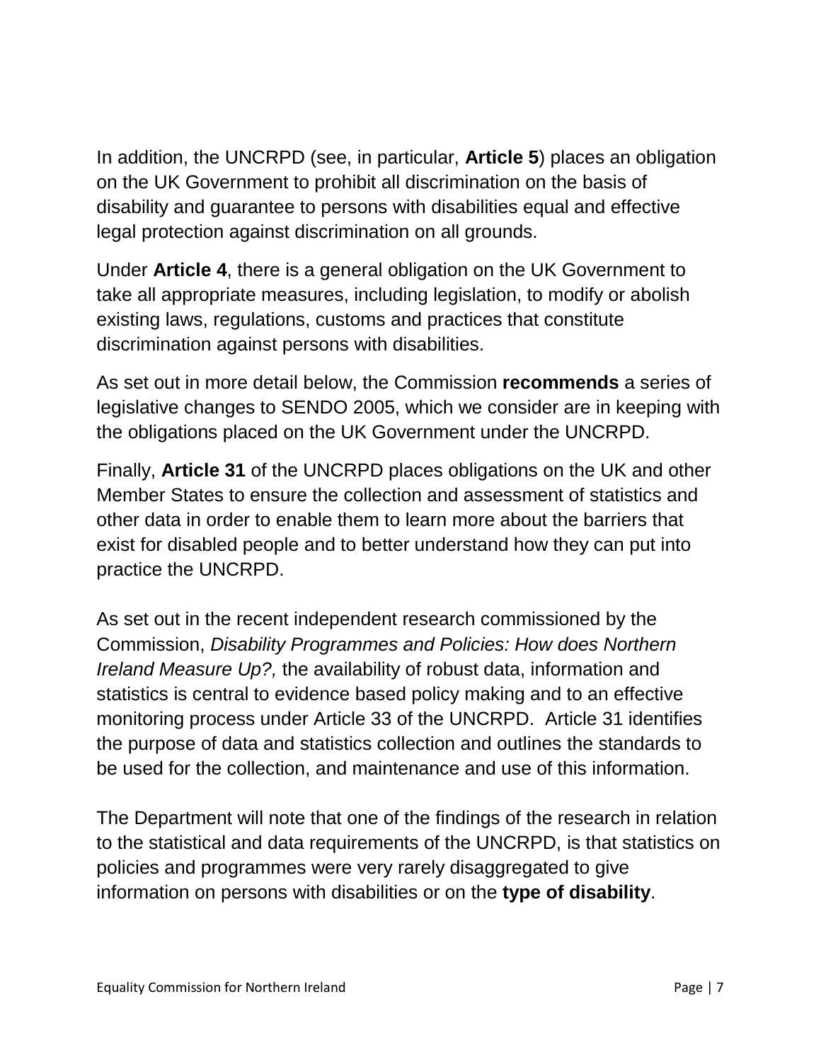In addition, the UNCRPD (see, in particular, **Article 5**) places an obligation on the UK Government to prohibit all discrimination on the basis of disability and guarantee to persons with disabilities equal and effective legal protection against discrimination on all grounds.

Under **Article 4**, there is a general obligation on the UK Government to take all appropriate measures, including legislation, to modify or abolish existing laws, regulations, customs and practices that constitute discrimination against persons with disabilities.

As set out in more detail below, the Commission **recommends** a series of legislative changes to SENDO 2005, which we consider are in keeping with the obligations placed on the UK Government under the UNCRPD.

Finally, **Article 31** of the UNCRPD places obligations on the UK and other Member States to ensure the collection and assessment of statistics and other data in order to enable them to learn more about the barriers that exist for disabled people and to better understand how they can put into practice the UNCRPD.

As set out in the recent independent research commissioned by the Commission, *Disability Programmes and Policies: How does Northern Ireland Measure Up?,* the availability of robust data, information and statistics is central to evidence based policy making and to an effective monitoring process under Article 33 of the UNCRPD. Article 31 identifies the purpose of data and statistics collection and outlines the standards to be used for the collection, and maintenance and use of this information.

The Department will note that one of the findings of the research in relation to the statistical and data requirements of the UNCRPD, is that statistics on policies and programmes were very rarely disaggregated to give information on persons with disabilities or on the **type of disability**.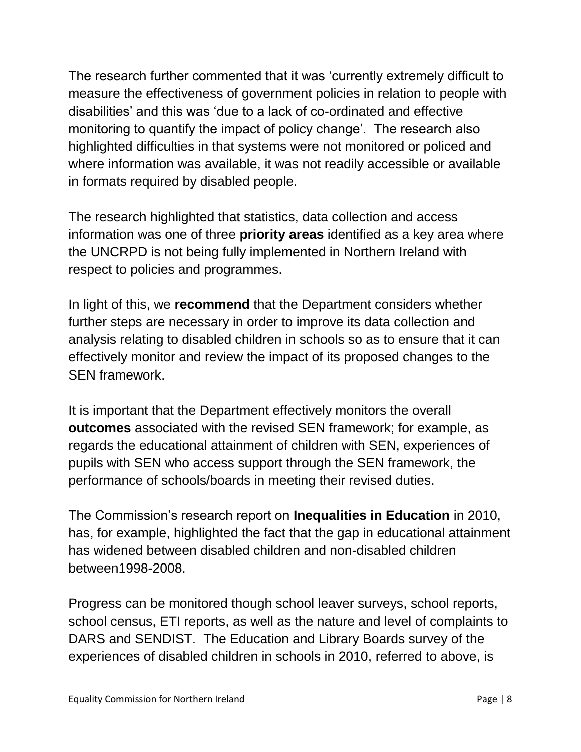The research further commented that it was 'currently extremely difficult to measure the effectiveness of government policies in relation to people with disabilities' and this was 'due to a lack of co-ordinated and effective monitoring to quantify the impact of policy change'. The research also highlighted difficulties in that systems were not monitored or policed and where information was available, it was not readily accessible or available in formats required by disabled people.

The research highlighted that statistics, data collection and access information was one of three **priority areas** identified as a key area where the UNCRPD is not being fully implemented in Northern Ireland with respect to policies and programmes.

In light of this, we **recommend** that the Department considers whether further steps are necessary in order to improve its data collection and analysis relating to disabled children in schools so as to ensure that it can effectively monitor and review the impact of its proposed changes to the SEN framework.

It is important that the Department effectively monitors the overall **outcomes** associated with the revised SEN framework; for example, as regards the educational attainment of children with SEN, experiences of pupils with SEN who access support through the SEN framework, the performance of schools/boards in meeting their revised duties.

The Commission's research report on **Inequalities in Education** in 2010, has, for example, highlighted the fact that the gap in educational attainment has widened between disabled children and non-disabled children between1998-2008.

Progress can be monitored though school leaver surveys, school reports, school census, ETI reports, as well as the nature and level of complaints to DARS and SENDIST. The Education and Library Boards survey of the experiences of disabled children in schools in 2010, referred to above, is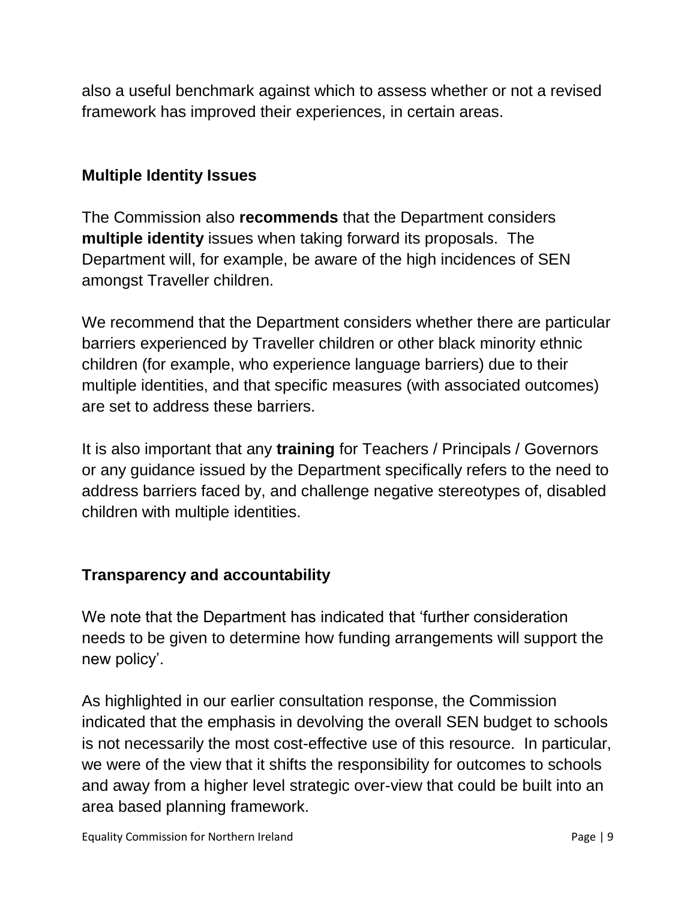also a useful benchmark against which to assess whether or not a revised framework has improved their experiences, in certain areas.

### Multiple Identity Issues

The Commission also **recommends** that the Department considers **multiple identity** issues when taking forward its proposals. The Department will, for example, be aware of the high incidences of SEN amongst Traveller children.

We recommend that the Department considers whether there are particular barriers experienced by Traveller children or other black minority ethnic children (for example, who experience language barriers) due to their multiple identities, and that specific measures (with associated outcomes) are set to address these barriers.

It is also important that any **training** for Teachers / Principals / Governors or any guidance issued by the Department specifically refers to the need to address barriers faced by, and challenge negative stereotypes of, disabled children with multiple identities.

### Transparency and accountability

We note that the Department has indicated that 'further consideration needs to be given to determine how funding arrangements will support the new policy'.

As highlighted in our earlier consultation response, the Commission indicated that the emphasis in devolving the overall SEN budget to schools is not necessarily the most cost-effective use of this resource. In particular, we were of the view that it shifts the responsibility for outcomes to schools and away from a higher level strategic over-view that could be built into an area based planning framework.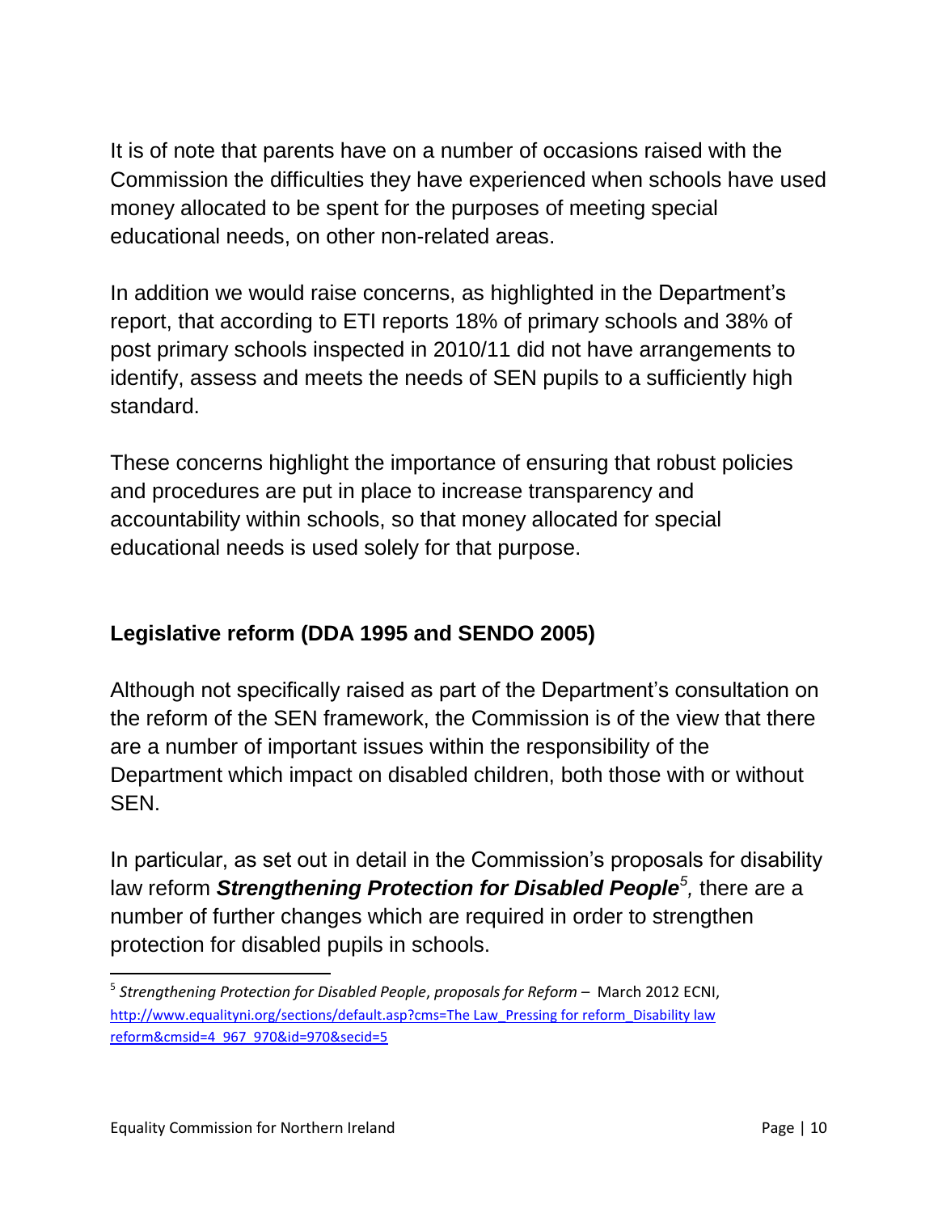It is of note that parents have on a number of occasions raised with the Commission the difficulties they have experienced when schools have used money allocated to be spent for the purposes of meeting special educational needs, on other non-related areas.

In addition we would raise concerns, as highlighted in the Department's report, that according to ETI reports 18% of primary schools and 38% of post primary schools inspected in 2010/11 did not have arrangements to identify, assess and meets the needs of SEN pupils to a sufficiently high standard.

These concerns highlight the importance of ensuring that robust policies and procedures are put in place to increase transparency and accountability within schools, so that money allocated for special educational needs is used solely for that purpose.

## Legislative reform (DDA 1995 and SENDO 2005)

Although not specifically raised as part of the Department's consultation on the reform of the SEN framework, the Commission is of the view that there are a number of important issues within the responsibility of the Department which impact on disabled children, both those with or without SEN.

In particular, as set out in detail in the Commission's proposals for disability law reform ***Strengthening Protection for Disabled People***[5], there are a number of further changes which are required in order to strengthen protection for disabled pupils in schools.

---

[5] *Strengthening Protection for Disabled People*, *proposals for Reform* – March 2012 ECNI, http://www.equalityni.org/sections/default.asp?cms=The Law_Pressing for reform_Disability law reform&cmsid=4_967_970&id=970&secid=5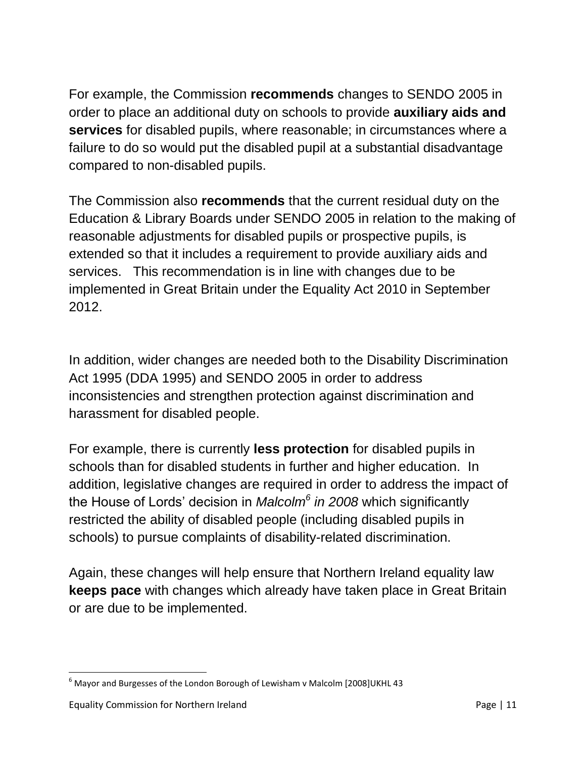For example, the Commission **recommends** changes to SENDO 2005 in order to place an additional duty on schools to provide **auxiliary aids and services** for disabled pupils, where reasonable; in circumstances where a failure to do so would put the disabled pupil at a substantial disadvantage compared to non-disabled pupils.

The Commission also **recommends** that the current residual duty on the Education & Library Boards under SENDO 2005 in relation to the making of reasonable adjustments for disabled pupils or prospective pupils, is extended so that it includes a requirement to provide auxiliary aids and services. This recommendation is in line with changes due to be implemented in Great Britain under the Equality Act 2010 in September 2012.

In addition, wider changes are needed both to the Disability Discrimination Act 1995 (DDA 1995) and SENDO 2005 in order to address inconsistencies and strengthen protection against discrimination and harassment for disabled people.

For example, there is currently **less protection** for disabled pupils in schools than for disabled students in further and higher education. In addition, legislative changes are required in order to address the impact of the House of Lords' decision in *Malcolm*[6] *in 2008* which significantly restricted the ability of disabled people (including disabled pupils in schools) to pursue complaints of disability-related discrimination.

Again, these changes will help ensure that Northern Ireland equality law **keeps pace** with changes which already have taken place in Great Britain or are due to be implemented.

[6] Mayor and Burgesses of the London Borough of Lewisham v Malcolm [2008]UKHL 43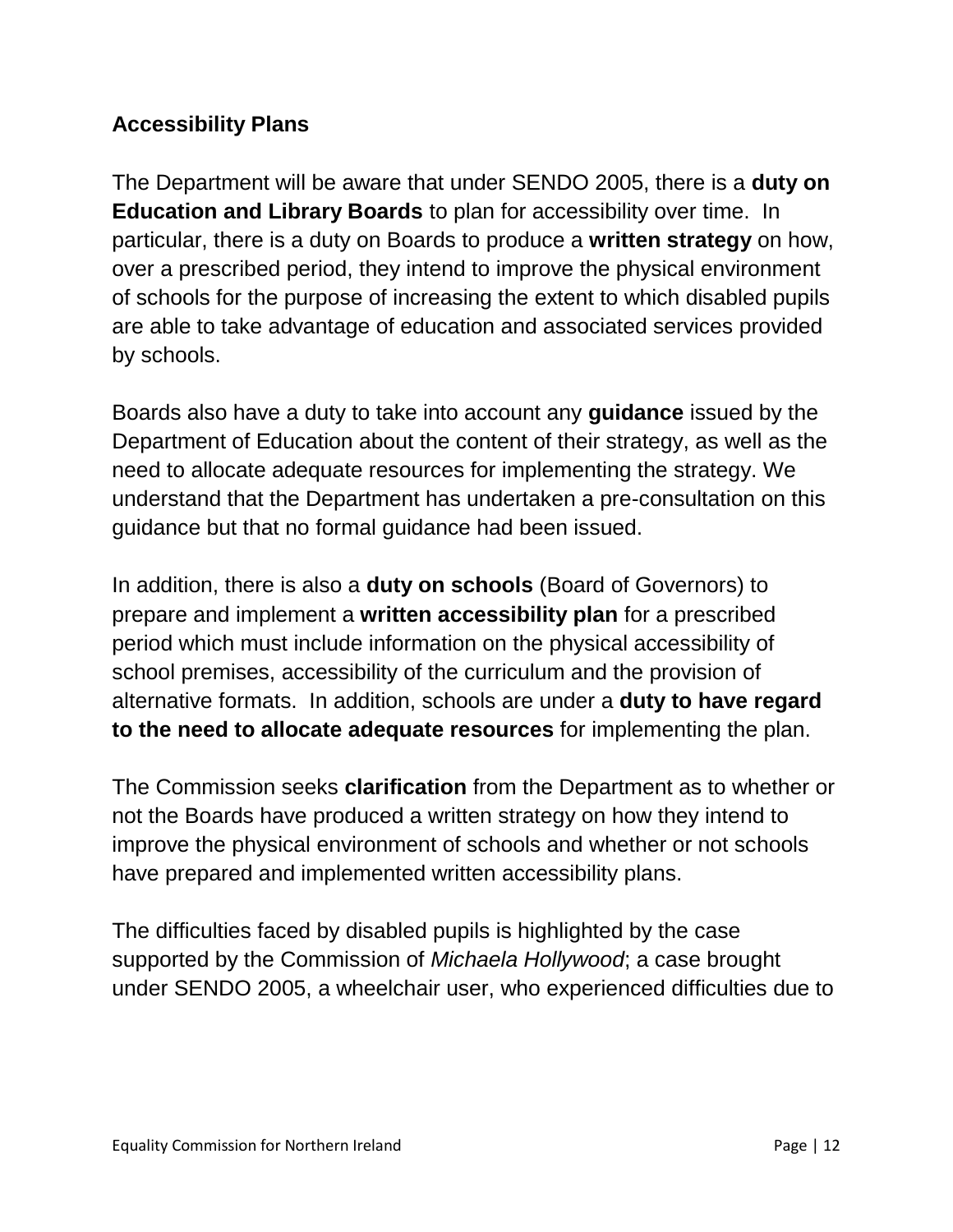**Accessibility Plans**

The Department will be aware that under SENDO 2005, there is a **duty on Education and Library Boards** to plan for accessibility over time. In particular, there is a duty on Boards to produce a **written strategy** on how, over a prescribed period, they intend to improve the physical environment of schools for the purpose of increasing the extent to which disabled pupils are able to take advantage of education and associated services provided by schools.

Boards also have a duty to take into account any **guidance** issued by the Department of Education about the content of their strategy, as well as the need to allocate adequate resources for implementing the strategy. We understand that the Department has undertaken a pre-consultation on this guidance but that no formal guidance had been issued.

In addition, there is also a **duty on schools** (Board of Governors) to prepare and implement a **written accessibility plan** for a prescribed period which must include information on the physical accessibility of school premises, accessibility of the curriculum and the provision of alternative formats. In addition, schools are under a **duty to have regard to the need to allocate adequate resources** for implementing the plan.

The Commission seeks **clarification** from the Department as to whether or not the Boards have produced a written strategy on how they intend to improve the physical environment of schools and whether or not schools have prepared and implemented written accessibility plans.

The difficulties faced by disabled pupils is highlighted by the case supported by the Commission of *Michaela Hollywood*; a case brought under SENDO 2005, a wheelchair user, who experienced difficulties due to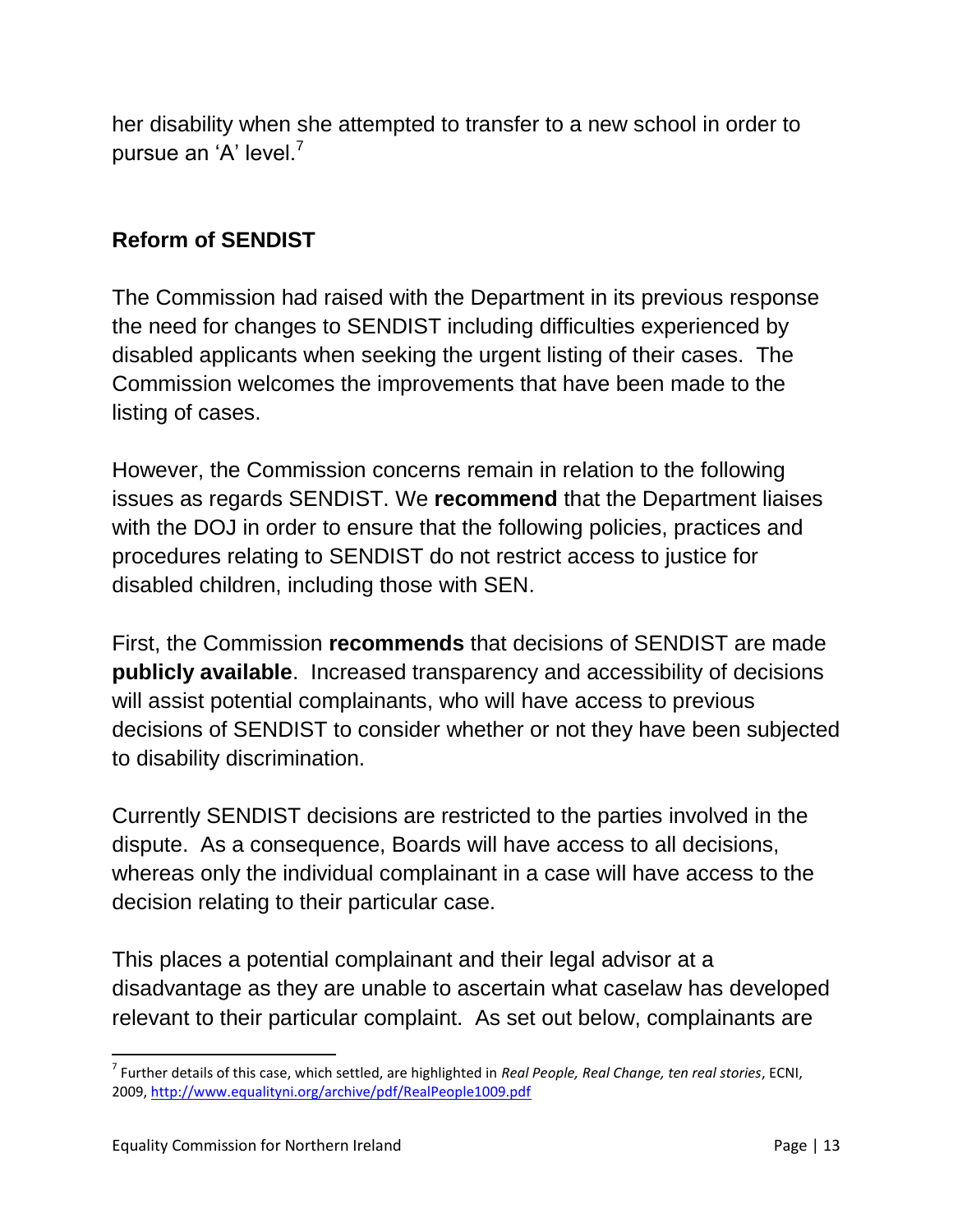her disability when she attempted to transfer to a new school in order to pursue an 'A' level.[7]

## Reform of SENDIST

The Commission had raised with the Department in its previous response the need for changes to SENDIST including difficulties experienced by disabled applicants when seeking the urgent listing of their cases. The Commission welcomes the improvements that have been made to the listing of cases.

However, the Commission concerns remain in relation to the following issues as regards SENDIST. We **recommend** that the Department liaises with the DOJ in order to ensure that the following policies, practices and procedures relating to SENDIST do not restrict access to justice for disabled children, including those with SEN.

First, the Commission **recommends** that decisions of SENDIST are made **publicly available**. Increased transparency and accessibility of decisions will assist potential complainants, who will have access to previous decisions of SENDIST to consider whether or not they have been subjected to disability discrimination.

Currently SENDIST decisions are restricted to the parties involved in the dispute. As a consequence, Boards will have access to all decisions, whereas only the individual complainant in a case will have access to the decision relating to their particular case.

This places a potential complainant and their legal advisor at a disadvantage as they are unable to ascertain what caselaw has developed relevant to their particular complaint. As set out below, complainants are

---

[7] Further details of this case, which settled, are highlighted in *Real People, Real Change, ten real stories*, ECNI, 2009, http://www.equalityni.org/archive/pdf/RealPeople1009.pdf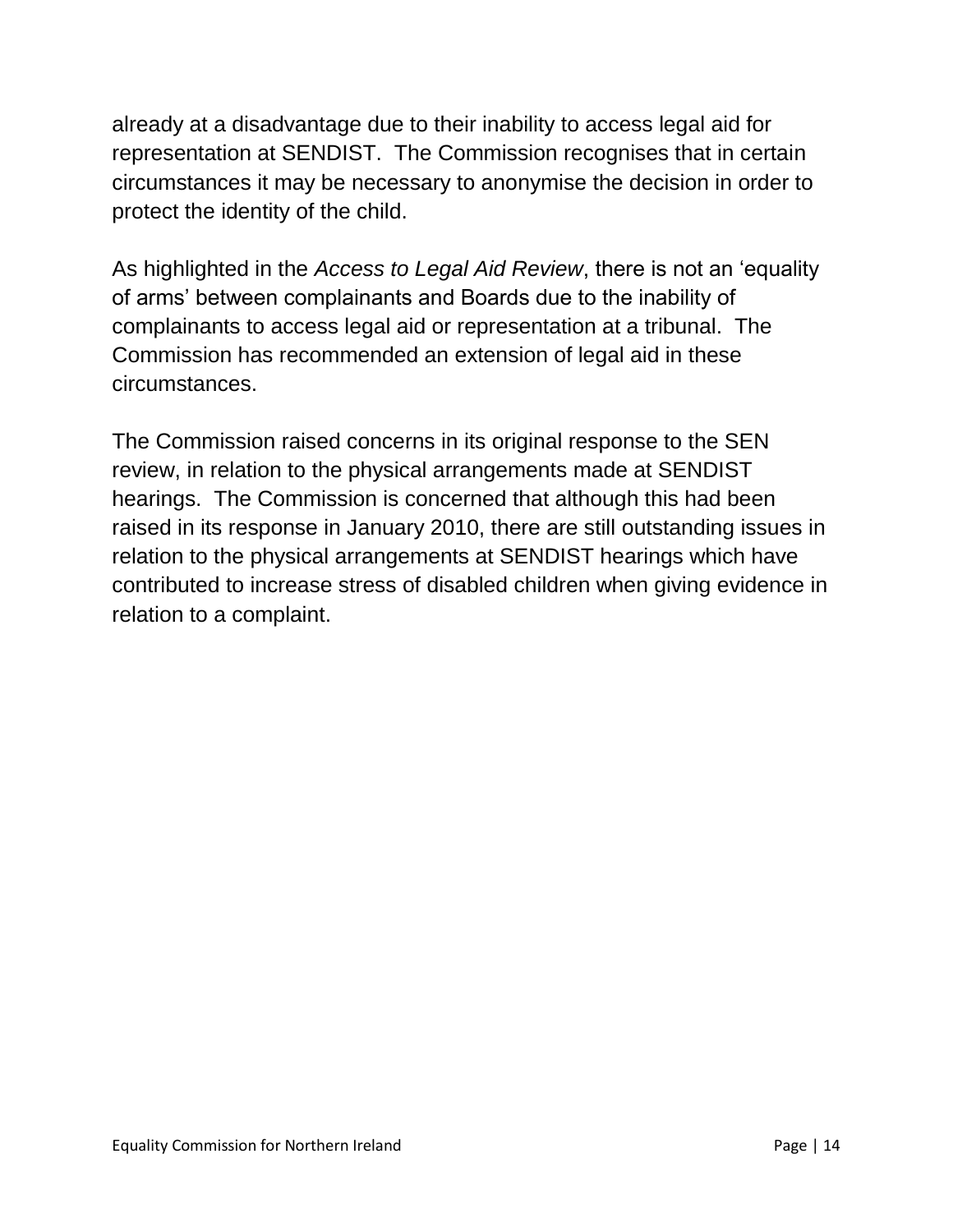already at a disadvantage due to their inability to access legal aid for representation at SENDIST. The Commission recognises that in certain circumstances it may be necessary to anonymise the decision in order to protect the identity of the child.

As highlighted in the *Access to Legal Aid Review*, there is not an 'equality of arms' between complainants and Boards due to the inability of complainants to access legal aid or representation at a tribunal. The Commission has recommended an extension of legal aid in these circumstances.

The Commission raised concerns in its original response to the SEN review, in relation to the physical arrangements made at SENDIST hearings. The Commission is concerned that although this had been raised in its response in January 2010, there are still outstanding issues in relation to the physical arrangements at SENDIST hearings which have contributed to increase stress of disabled children when giving evidence in relation to a complaint.